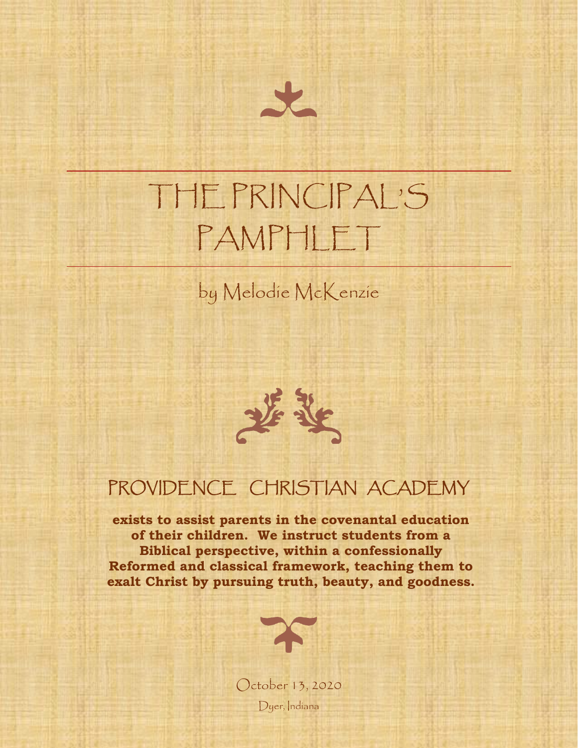# THE PRINCIPAL'S PAMPHLET

by Melodie McKenzie

## PROVIDENCE CHRISTIAN ACADEMY

**exists to assist parents in the covenantal education of their children. We instruct students from a Biblical perspective, within a confessionally Reformed and classical framework, teaching them to exalt Christ by pursuing truth, beauty, and goodness.**

October 13, 2020

Dyer, Indiana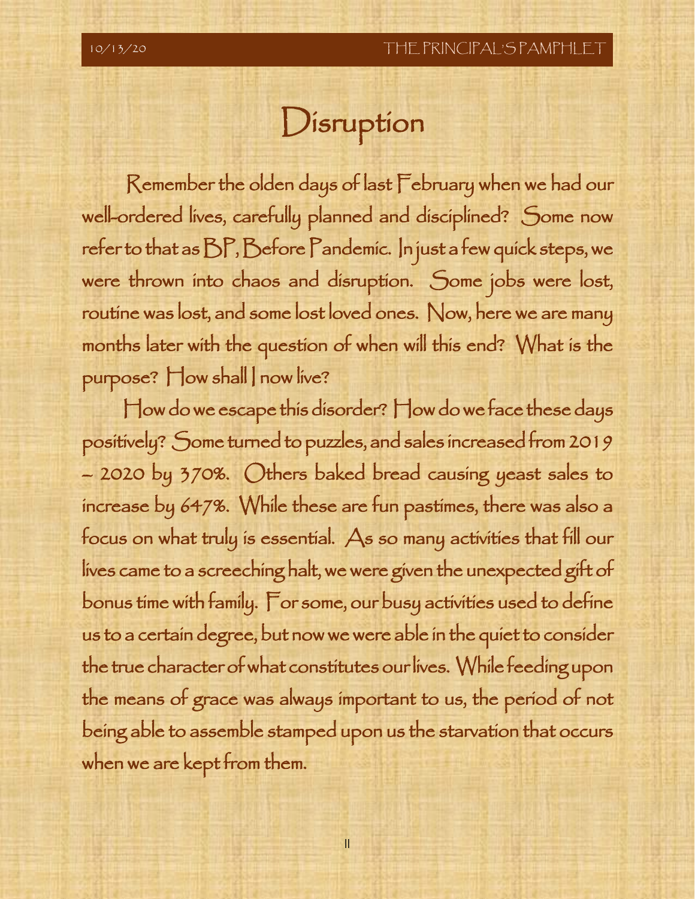# Disruption

Remember the olden days of last February when we had our well-ordered lives, carefully planned and disciplined? Some now refer to that as BP, Before Pandemic. In just a few quick steps, we were thrown into chaos and disruption. Some jobs were lost, routine was lost, and some lost loved ones. Now, here we are many months later with the question of when will this end? What is the purpose? How shall I now live?

How do we escape this disorder? How do we face these days positively? Some turned to puzzles, and sales increased from 2019 – 2020 by 370%. Others baked bread causing yeast sales to increase by 647%. While these are fun pastimes, there was also a focus on what truly is essential. As so many activities that fill our lives came to a screeching halt, we were given the unexpected gift of bonus time with family. For some, our busy activities used to define us to a certain degree, but now we were able in the quiet to consider the true character of what constitutes our lives. While feeding upon the means of grace was always important to us, the period of not being able to assemble stamped upon us the starvation that occurs when we are kept from them.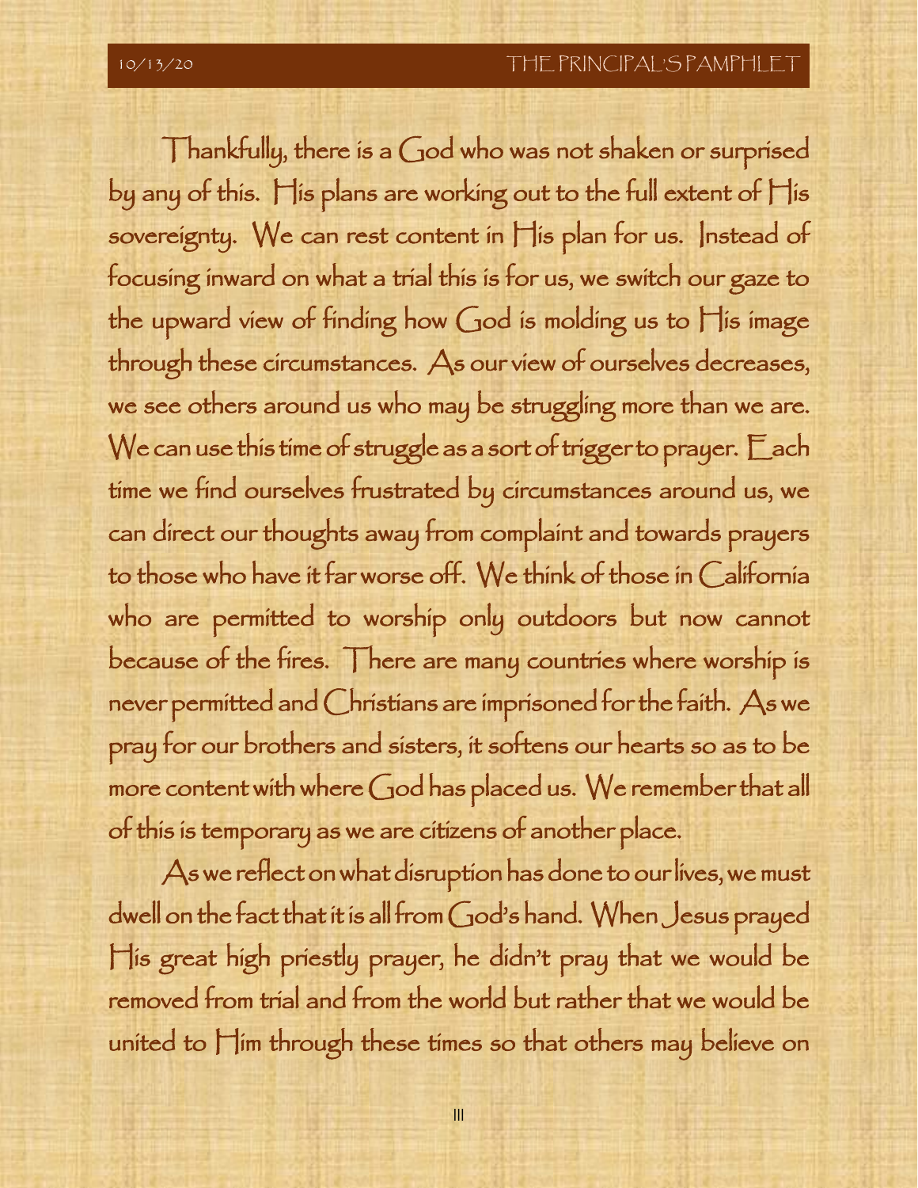Thankfully, there is a God who was not shaken or surprised by any of this. His plans are working out to the full extent of His sovereignty. We can rest content in His plan for us. Instead of focusing inward on what a trial this is for us, we switch our gaze to the upward view of finding how God is molding us to His image through these circumstances. As our view of ourselves decreases, we see others around us who may be struggling more than we are. We can use this time of struggle as a sort of trigger to prayer. Each time we find ourselves frustrated by circumstances around us, we can direct our thoughts away from complaint and towards prayers to those who have it far worse off. We think of those in California who are permitted to worship only outdoors but now cannot because of the fires. There are many countries where worship is never permitted and Christians are imprisoned for the faith. As we pray for our brothers and sisters, it softens our hearts so as to be more content with where God has placed us. We remember that all of this is temporary as we are citizens of another place.

As we reflect on what disruption has done to our lives, we must dwell on the fact that it is all from God's hand. When Jesus prayed His great high priestly prayer, he didn't pray that we would be removed from trial and from the world but rather that we would be united to Him through these times so that others may believe on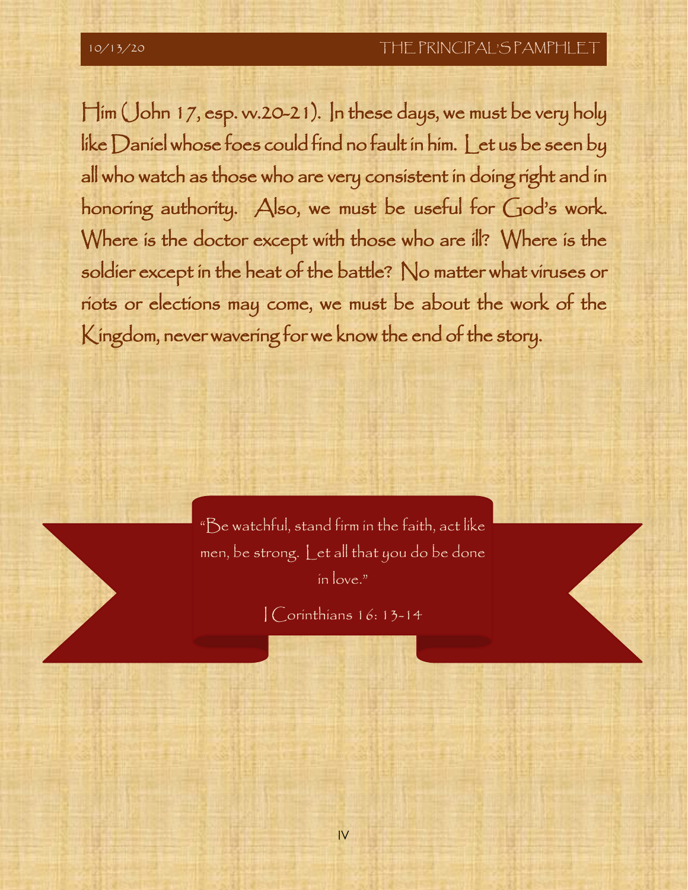Him (John 17, esp. vv.20-21). In these days, we must be very holy like Daniel whose foes could find no fault in him. Let us be seen by all who watch as those who are very consistent in doing right and in honoring authority. Also, we must be useful for God's work. Where is the doctor except with those who are ill? Where is the soldier except in the heat of the battle? No matter what viruses or riots or elections may come, we must be about the work of the Kingdom, never wavering for we know the end of the story.

> "Be watchful, stand firm in the faith, act like men, be strong. Let all that you do be done in love."
>
> I Corinthians 16: 13-14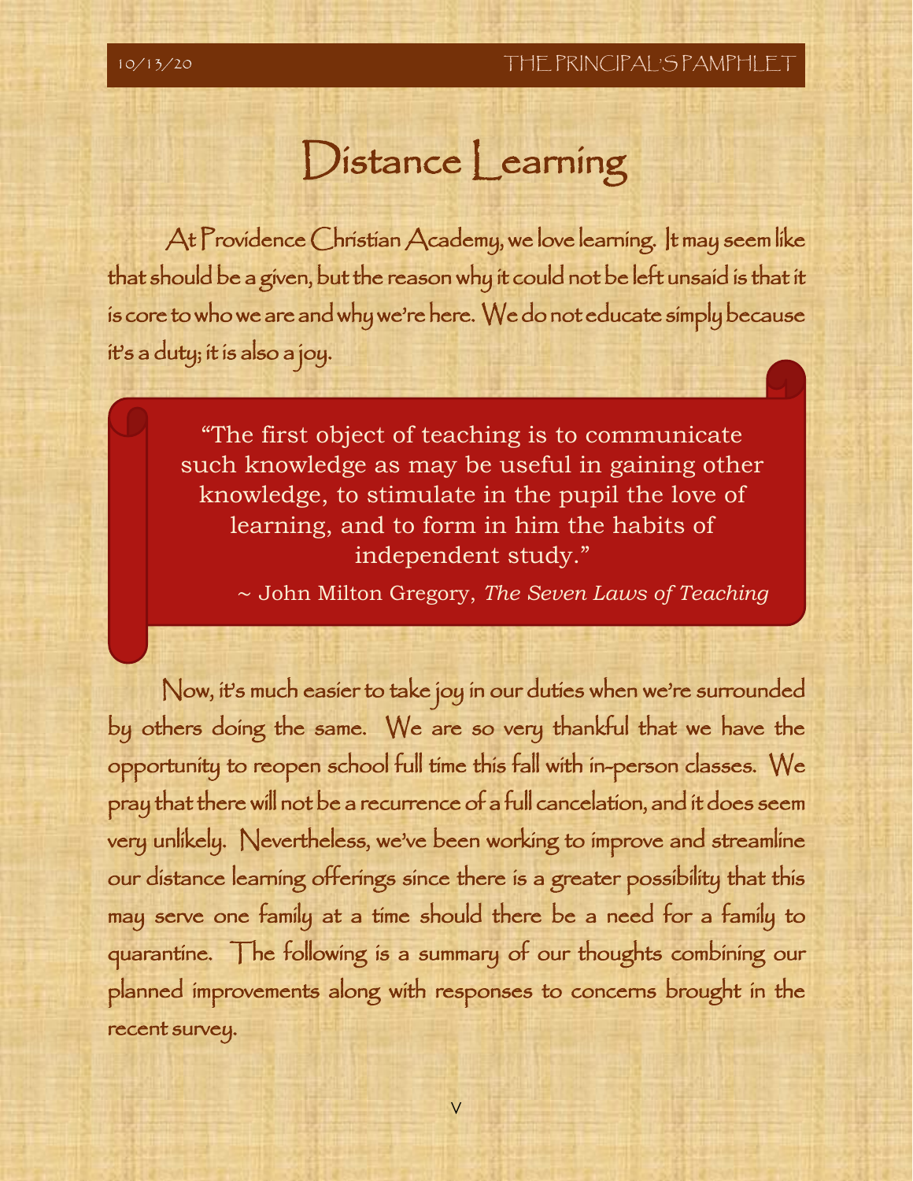# Distance Learning

At Providence Christian Academy, we love learning. It may seem like that should be a given, but the reason why it could not be left unsaid is that it is core to who we are and why we're here. We do not educate simply because it's a duty; it is also a joy.

> "The first object of teaching is to communicate such knowledge as may be useful in gaining other knowledge, to stimulate in the pupil the love of learning, and to form in him the habits of independent study."
>
> ~ John Milton Gregory, *The Seven Laws of Teaching*

Now, it's much easier to take joy in our duties when we're surrounded by others doing the same. We are so very thankful that we have the opportunity to reopen school full time this fall with in-person classes. We pray that there will not be a recurrence of a full cancelation, and it does seem very unlikely. Nevertheless, we've been working to improve and streamline our distance learning offerings since there is a greater possibility that this may serve one family at a time should there be a need for a family to quarantine. The following is a summary of our thoughts combining our planned improvements along with responses to concerns brought in the recent survey.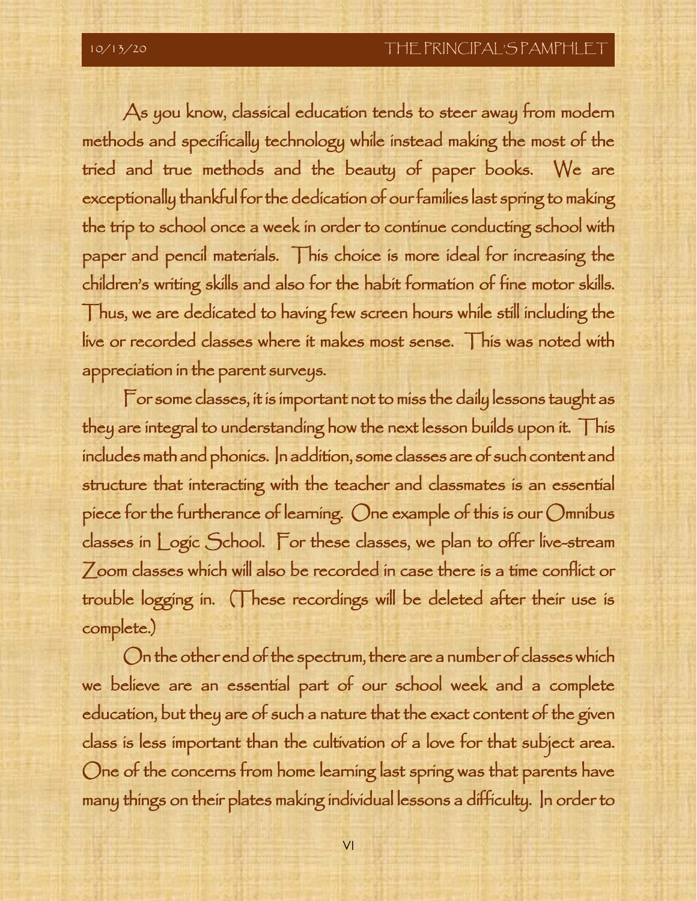As you know, classical education tends to steer away from modern methods and specifically technology while instead making the most of the tried and true methods and the beauty of paper books. We are exceptionally thankful for the dedication of our families last spring to making the trip to school once a week in order to continue conducting school with paper and pencil materials. This choice is more ideal for increasing the children's writing skills and also for the habit formation of fine motor skills. Thus, we are dedicated to having few screen hours while still including the live or recorded classes where it makes most sense. This was noted with appreciation in the parent surveys.

For some classes, it is important not to miss the daily lessons taught as they are integral to understanding how the next lesson builds upon it. This includes math and phonics. In addition, some classes are of such content and structure that interacting with the teacher and classmates is an essential piece for the furtherance of learning. One example of this is our Omnibus classes in Logic School. For these classes, we plan to offer live-stream Zoom classes which will also be recorded in case there is a time conflict or trouble logging in. (These recordings will be deleted after their use is complete.)

On the other end of the spectrum, there are a number of classes which we believe are an essential part of our school week and a complete education, but they are of such a nature that the exact content of the given class is less important than the cultivation of a love for that subject area. One of the concerns from home learning last spring was that parents have many things on their plates making individual lessons a difficulty. In order to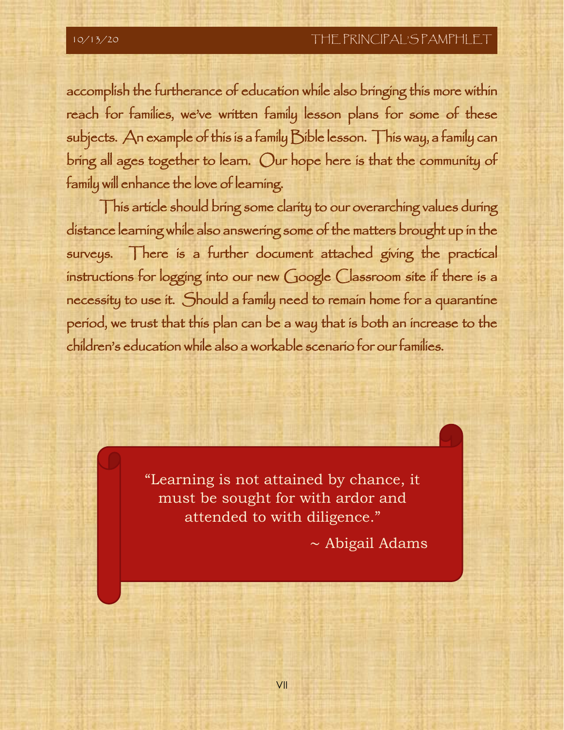accomplish the furtherance of education while also bringing this more within reach for families, we've written family lesson plans for some of these subjects. An example of this is a family Bible lesson. This way, a family can bring all ages together to learn. Our hope here is that the community of family will enhance the love of learning.

This article should bring some clarity to our overarching values during distance learning while also answering some of the matters brought up in the surveys. There is a further document attached giving the practical instructions for logging into our new Google Classroom site if there is a necessity to use it. Should a family need to remain home for a quarantine period, we trust that this plan can be a way that is both an increase to the children's education while also a workable scenario for our families.

> "Learning is not attained by chance, it must be sought for with ardor and attended to with diligence."
>
> ~ Abigail Adams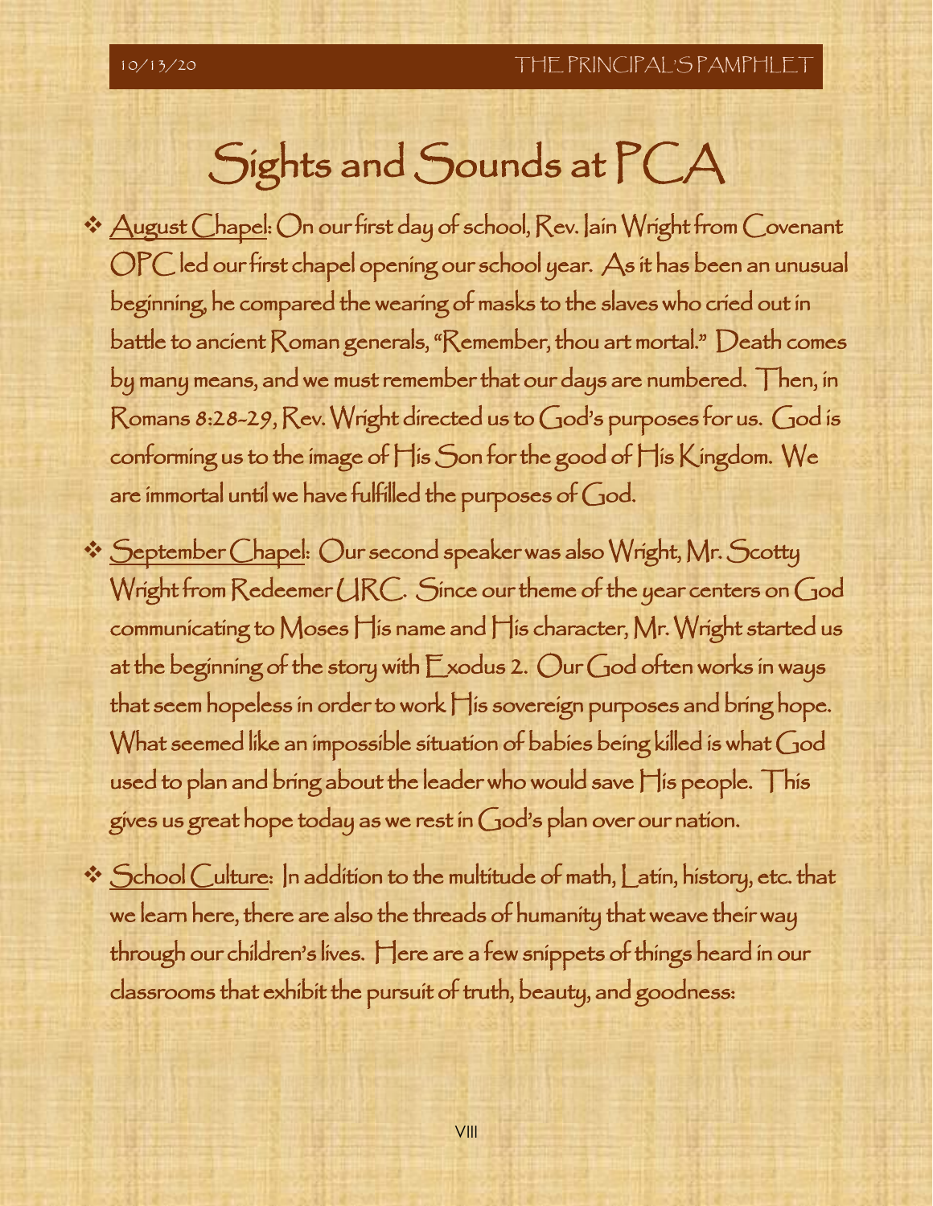# Sights and Sounds at PCA

- <u>August Chapel</u>: On our first day of school, Rev. Iain Wright from Covenant OPC led our first chapel opening our school year. As it has been an unusual beginning, he compared the wearing of masks to the slaves who cried out in battle to ancient Roman generals, "Remember, thou art mortal." Death comes by many means, and we must remember that our days are numbered. Then, in Romans 8:28-29, Rev. Wright directed us to God's purposes for us. God is conforming us to the image of His Son for the good of His Kingdom. We are immortal until we have fulfilled the purposes of God.

- <u>September Chapel</u>: Our second speaker was also Wright, Mr. Scotty Wright from Redeemer URC. Since our theme of the year centers on God communicating to Moses His name and His character, Mr. Wright started us at the beginning of the story with Exodus 2. Our God often works in ways that seem hopeless in order to work His sovereign purposes and bring hope. What seemed like an impossible situation of babies being killed is what God used to plan and bring about the leader who would save His people. This gives us great hope today as we rest in God's plan over our nation.

- <u>School Culture</u>: In addition to the multitude of math, Latin, history, etc. that we learn here, there are also the threads of humanity that weave their way through our children's lives. Here are a few snippets of things heard in our classrooms that exhibit the pursuit of truth, beauty, and goodness: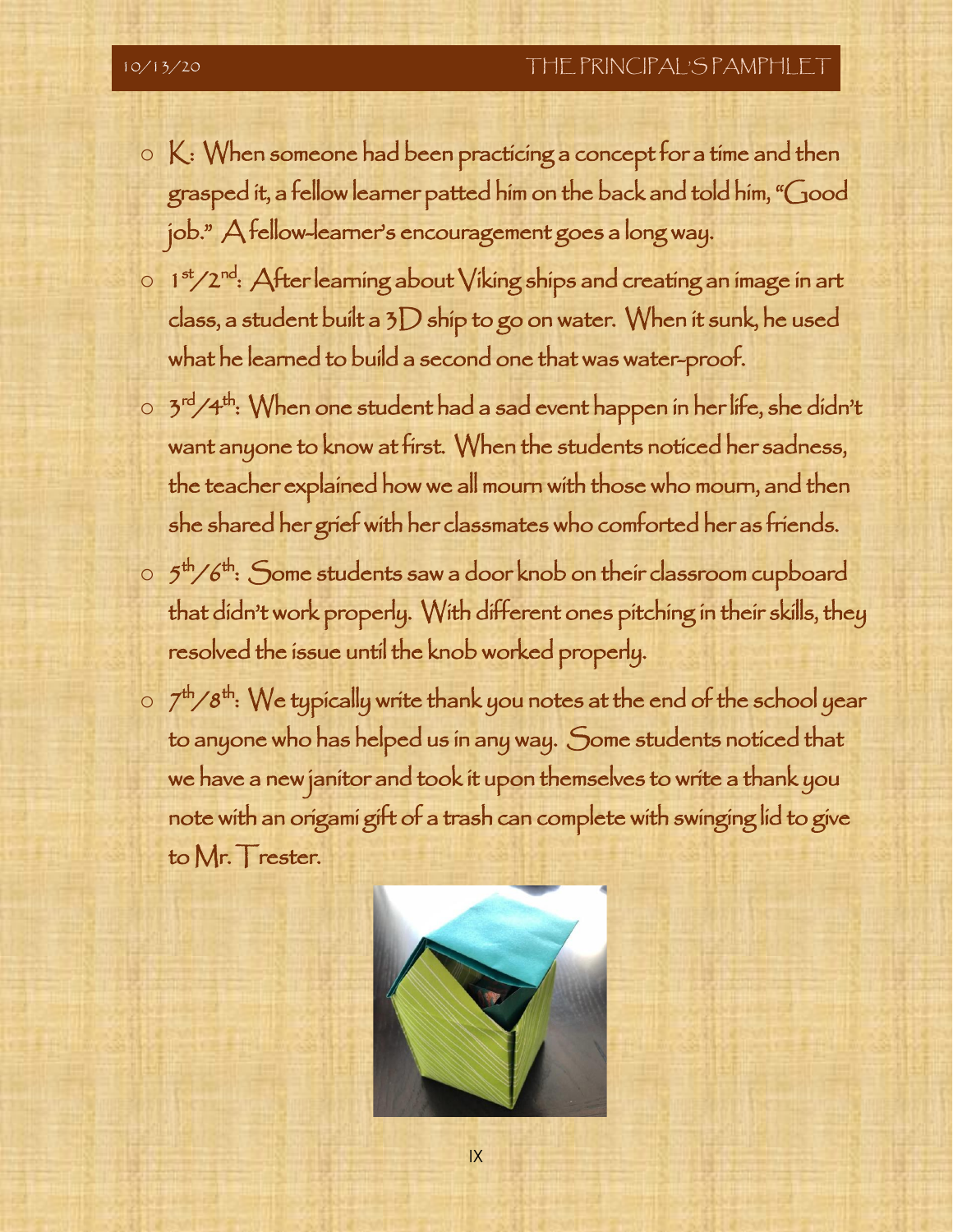- K: When someone had been practicing a concept for a time and then grasped it, a fellow learner patted him on the back and told him, "Good job." A fellow-learner's encouragement goes a long way.
- 1st/2nd: After learning about Viking ships and creating an image in art class, a student built a 3D ship to go on water. When it sunk, he used what he learned to build a second one that was water-proof.
- 3rd/4th: When one student had a sad event happen in her life, she didn't want anyone to know at first. When the students noticed her sadness, the teacher explained how we all mourn with those who mourn, and then she shared her grief with her classmates who comforted her as friends.
- 5th/6th: Some students saw a door knob on their classroom cupboard that didn't work properly. With different ones pitching in their skills, they resolved the issue until the knob worked properly.
- 7th/8th: We typically write thank you notes at the end of the school year to anyone who has helped us in any way. Some students noticed that we have a new janitor and took it upon themselves to write a thank you note with an origami gift of a trash can complete with swinging lid to give to Mr. Trester.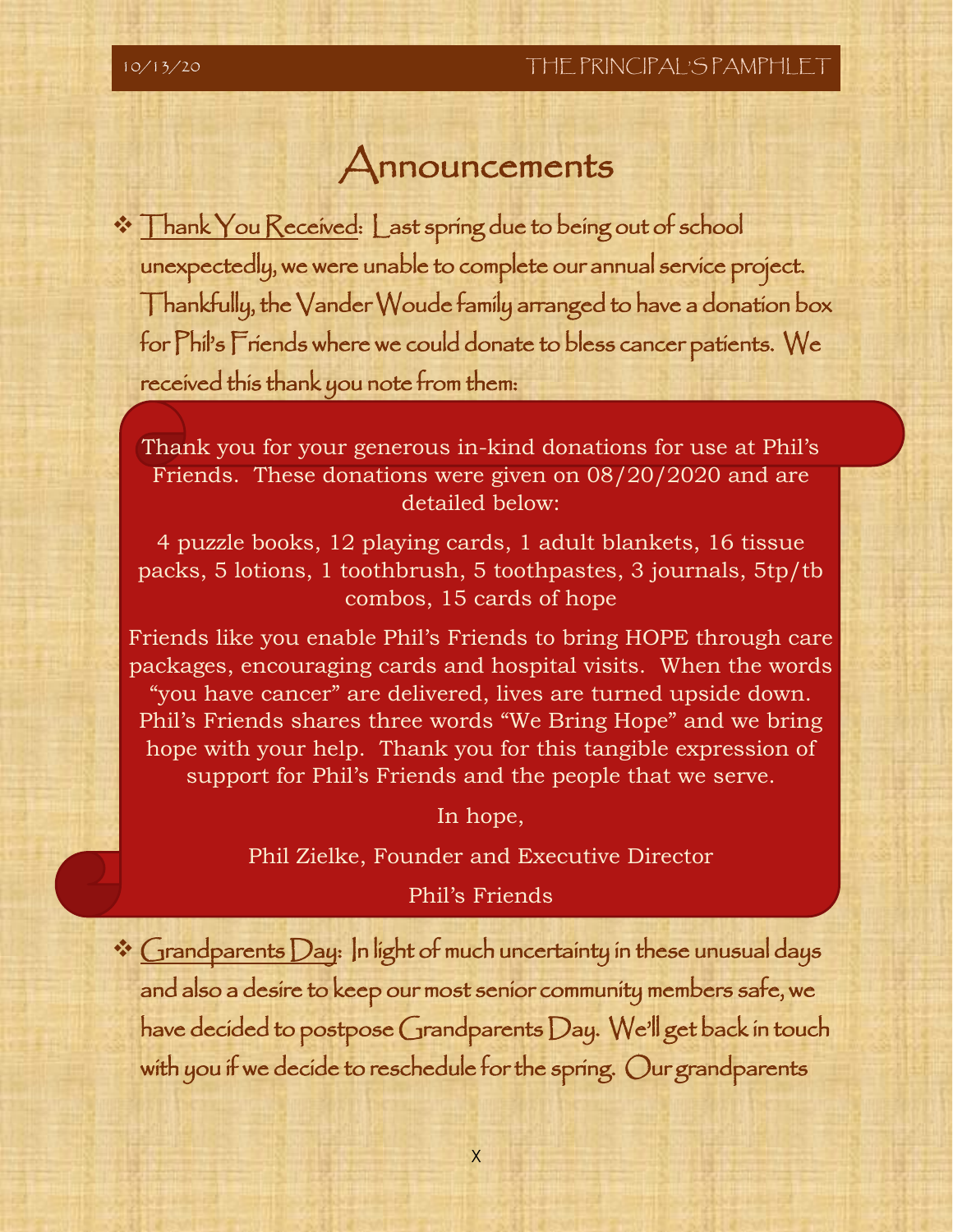# Announcements

- Thank You Received: Last spring due to being out of school unexpectedly, we were unable to complete our annual service project. Thankfully, the Vander Woude family arranged to have a donation box for Phil's Friends where we could donate to bless cancer patients. We received this thank you note from them:

> Thank you for your generous in-kind donations for use at Phil's Friends. These donations were given on 08/20/2020 and are detailed below:
>
> 4 puzzle books, 12 playing cards, 1 adult blankets, 16 tissue packs, 5 lotions, 1 toothbrush, 5 toothpastes, 3 journals, 5tp/tb combos, 15 cards of hope
>
> Friends like you enable Phil's Friends to bring HOPE through care packages, encouraging cards and hospital visits. When the words "you have cancer" are delivered, lives are turned upside down. Phil's Friends shares three words "We Bring Hope" and we bring hope with your help. Thank you for this tangible expression of support for Phil's Friends and the people that we serve.
>
> In hope,
>
> Phil Zielke, Founder and Executive Director
>
> Phil's Friends

- Grandparents Day: In light of much uncertainty in these unusual days and also a desire to keep our most senior community members safe, we have decided to postpose Grandparents Day. We'll get back in touch with you if we decide to reschedule for the spring. Our grandparents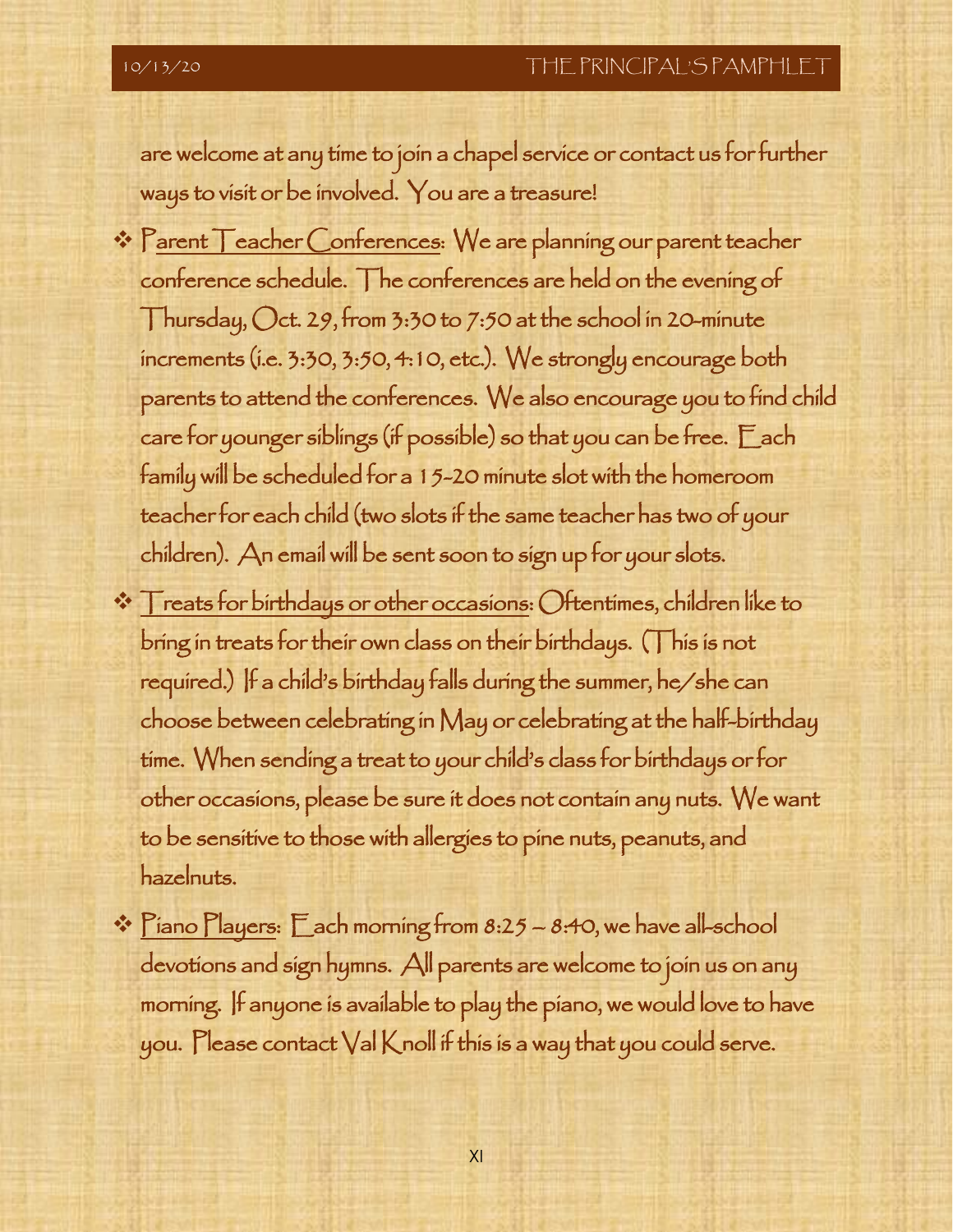are welcome at any time to join a chapel service or contact us for further ways to visit or be involved. You are a treasure!

- Parent Teacher Conferences: We are planning our parent teacher conference schedule. The conferences are held on the evening of Thursday, Oct. 29, from 3:30 to 7:50 at the school in 20-minute increments (i.e. 3:30, 3:50, 4:10, etc.). We strongly encourage both parents to attend the conferences. We also encourage you to find child care for younger siblings (if possible) so that you can be free. Each family will be scheduled for a 15-20 minute slot with the homeroom teacher for each child (two slots if the same teacher has two of your children). An email will be sent soon to sign up for your slots.
- Treats for birthdays or other occasions: Oftentimes, children like to bring in treats for their own class on their birthdays. (This is not required.) If a child's birthday falls during the summer, he/she can choose between celebrating in May or celebrating at the half-birthday time. When sending a treat to your child's class for birthdays or for other occasions, please be sure it does not contain any nuts. We want to be sensitive to those with allergies to pine nuts, peanuts, and hazelnuts.
- Piano Players: Each morning from 8:25 – 8:40, we have all-school devotions and sign hymns. All parents are welcome to join us on any morning. If anyone is available to play the piano, we would love to have you. Please contact Val Knoll if this is a way that you could serve.